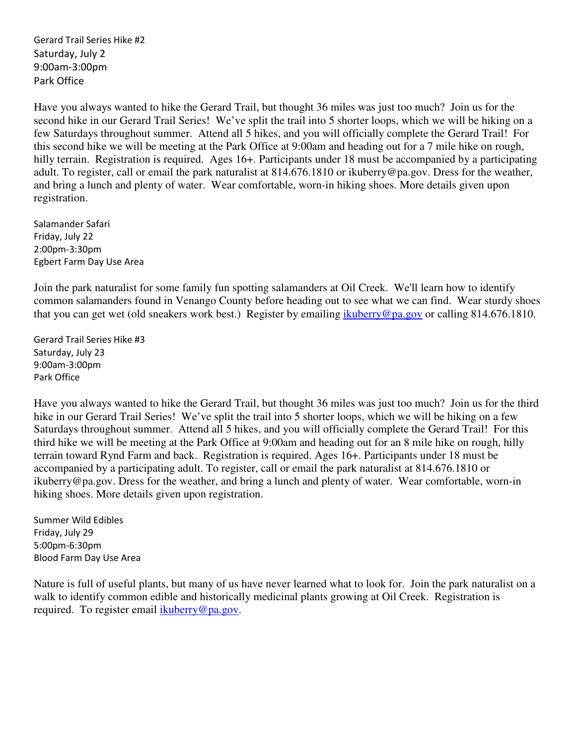Gerard Trail Series Hike #2
Saturday, July 2
9:00am-3:00pm
Park Office

Have you always wanted to hike the Gerard Trail, but thought 36 miles was just too much? Join us for the second hike in our Gerard Trail Series! We've split the trail into 5 shorter loops, which we will be hiking on a few Saturdays throughout summer. Attend all 5 hikes, and you will officially complete the Gerard Trail! For this second hike we will be meeting at the Park Office at 9:00am and heading out for a 7 mile hike on rough, hilly terrain. Registration is required. Ages 16+. Participants under 18 must be accompanied by a participating adult. To register, call or email the park naturalist at 814.676.1810 or ikuberry@pa.gov. Dress for the weather, and bring a lunch and plenty of water. Wear comfortable, worn-in hiking shoes. More details given upon registration.

Salamander Safari
Friday, July 22
2:00pm-3:30pm
Egbert Farm Day Use Area

Join the park naturalist for some family fun spotting salamanders at Oil Creek. We'll learn how to identify common salamanders found in Venango County before heading out to see what we can find. Wear sturdy shoes that you can get wet (old sneakers work best.) Register by emailing ikuberry@pa.gov or calling 814.676.1810.

Gerard Trail Series Hike #3
Saturday, July 23
9:00am-3:00pm
Park Office

Have you always wanted to hike the Gerard Trail, but thought 36 miles was just too much? Join us for the third hike in our Gerard Trail Series! We've split the trail into 5 shorter loops, which we will be hiking on a few Saturdays throughout summer. Attend all 5 hikes, and you will officially complete the Gerard Trail! For this third hike we will be meeting at the Park Office at 9:00am and heading out for an 8 mile hike on rough, hilly terrain toward Rynd Farm and back. Registration is required. Ages 16+. Participants under 18 must be accompanied by a participating adult. To register, call or email the park naturalist at 814.676.1810 or ikuberry@pa.gov. Dress for the weather, and bring a lunch and plenty of water. Wear comfortable, worn-in hiking shoes. More details given upon registration.

Summer Wild Edibles
Friday, July 29
5:00pm-6:30pm
Blood Farm Day Use Area

Nature is full of useful plants, but many of us have never learned what to look for. Join the park naturalist on a walk to identify common edible and historically medicinal plants growing at Oil Creek. Registration is required. To register email ikuberry@pa.gov.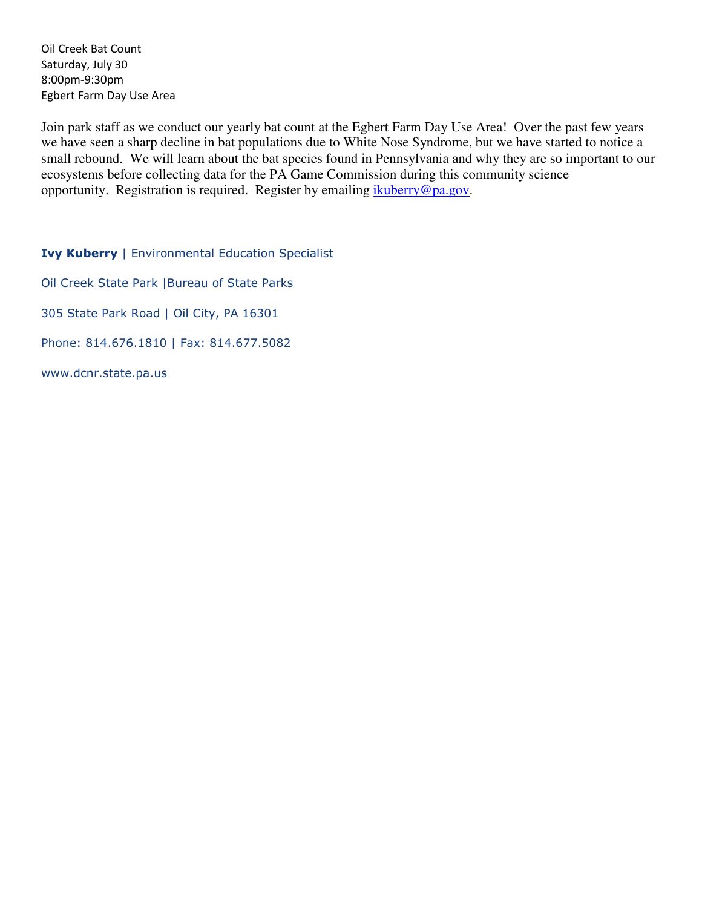Oil Creek Bat Count
Saturday, July 30
8:00pm-9:30pm
Egbert Farm Day Use Area

Join park staff as we conduct our yearly bat count at the Egbert Farm Day Use Area!  Over the past few years we have seen a sharp decline in bat populations due to White Nose Syndrome, but we have started to notice a small rebound.  We will learn about the bat species found in Pennsylvania and why they are so important to our ecosystems before collecting data for the PA Game Commission during this community science opportunity.  Registration is required.  Register by emailing ikuberry@pa.gov.

**Ivy Kuberry** | Environmental Education Specialist

Oil Creek State Park |Bureau of State Parks

305 State Park Road | Oil City, PA 16301

Phone: 814.676.1810 | Fax: 814.677.5082

www.dcnr.state.pa.us